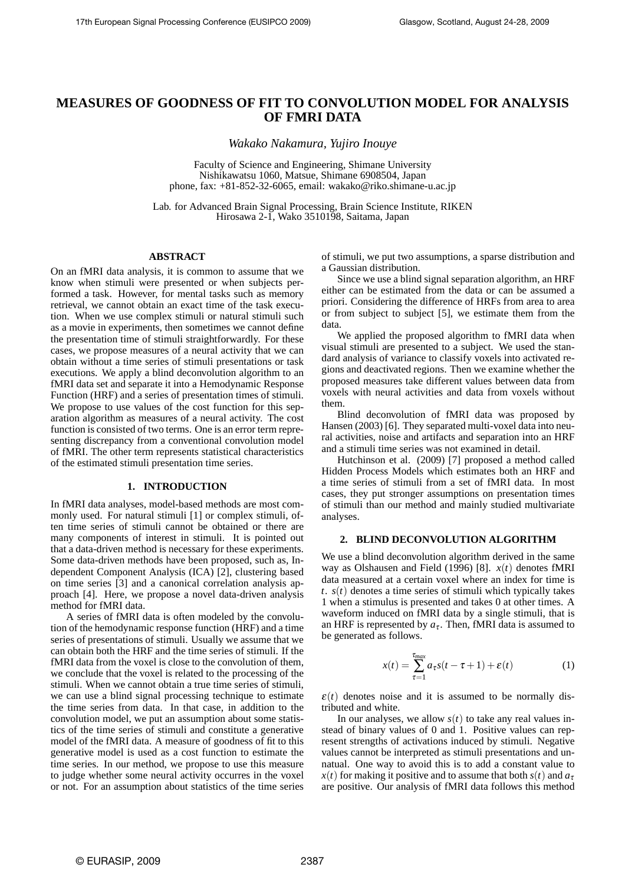# MEASURES OF GOODNESS OF FIT TO CONVOLUTION MODEL FOR ANALYSIS OF FMRI DATA

*Wakako Nakamura, Yujiro Inouye*

Faculty of Science and Engineering, Shimane University
Nishikawatsu 1060, Matsue, Shimane 6908504, Japan
phone, fax: +81-852-32-6065, email: wakako@riko.shimane-u.ac.jp

Lab. for Advanced Brain Signal Processing, Brain Science Institute, RIKEN
Hirosawa 2-1, Wako 3510198, Saitama, Japan

## ABSTRACT

On an fMRI data analysis, it is common to assume that we know when stimuli were presented or when subjects performed a task. However, for mental tasks such as memory retrieval, we cannot obtain an exact time of the task execution. When we use complex stimuli or natural stimuli such as a movie in experiments, then sometimes we cannot define the presentation time of stimuli straightforwardly. For these cases, we propose measures of a neural activity that we can obtain without a time series of stimuli presentations or task executions. We apply a blind deconvolution algorithm to an fMRI data set and separate it into a Hemodynamic Response Function (HRF) and a series of presentation times of stimuli. We propose to use values of the cost function for this separation algorithm as measures of a neural activity. The cost function is consisted of two terms. One is an error term representing discrepancy from a conventional convolution model of fMRI. The other term represents statistical characteristics of the estimated stimuli presentation time series.

## 1. INTRODUCTION

In fMRI data analyses, model-based methods are most commonly used. For natural stimuli [1] or complex stimuli, often time series of stimuli cannot be obtained or there are many components of interest in stimuli. It is pointed out that a data-driven method is necessary for these experiments. Some data-driven methods have been proposed, such as, Independent Component Analysis (ICA) [2], clustering based on time series [3] and a canonical correlation analysis approach [4]. Here, we propose a novel data-driven analysis method for fMRI data.

A series of fMRI data is often modeled by the convolution of the hemodynamic response function (HRF) and a time series of presentations of stimuli. Usually we assume that we can obtain both the HRF and the time series of stimuli. If the fMRI data from the voxel is close to the convolution of them, we conclude that the voxel is related to the processing of the stimuli. When we cannot obtain a true time series of stimuli, we can use a blind signal processing technique to estimate the time series from data. In that case, in addition to the convolution model, we put an assumption about some statistics of the time series of stimuli and constitute a generative model of the fMRI data. A measure of goodness of fit to this generative model is used as a cost function to estimate the time series. In our method, we propose to use this measure to judge whether some neural activity occurres in the voxel or not. For an assumption about statistics of the time series of stimuli, we put two assumptions, a sparse distribution and a Gaussian distribution.

Since we use a blind signal separation algorithm, an HRF either can be estimated from the data or can be assumed a priori. Considering the difference of HRFs from area to area or from subject to subject [5], we estimate them from the data.

We applied the proposed algorithm to fMRI data when visual stimuli are presented to a subject. We used the standard analysis of variance to classify voxels into activated regions and deactivated regions. Then we examine whether the proposed measures take different values between data from voxels with neural activities and data from voxels without them.

Blind deconvolution of fMRI data was proposed by Hansen (2003) [6]. They separated multi-voxel data into neural activities, noise and artifacts and separation into an HRF and a stimuli time series was not examined in detail.

Hutchinson et al. (2009) [7] proposed a method called Hidden Process Models which estimates both an HRF and a time series of stimuli from a set of fMRI data. In most cases, they put stronger assumptions on presentation times of stimuli than our method and mainly studied multivariate analyses.

## 2. BLIND DECONVOLUTION ALGORITHM

We use a blind deconvolution algorithm derived in the same way as Olshausen and Field (1996) [8]. $x(t)$ denotes fMRI data measured at a certain voxel where an index for time is $t$. $s(t)$ denotes a time series of stimuli which typically takes 1 when a stimulus is presented and takes 0 at other times. A waveform induced on fMRI data by a single stimuli, that is an HRF is represented by $a_\tau$. Then, fMRI data is assumed to be generated as follows.

$$x(t) = \sum_{\tau=1}^{\tau_{max}} a_\tau s(t-\tau+1) + \varepsilon(t) \qquad (1)$$

$\varepsilon(t)$ denotes noise and it is assumed to be normally distributed and white.

In our analyses, we allow $s(t)$ to take any real values instead of binary values of 0 and 1. Positive values can represent strengths of activations induced by stimuli. Negative values cannot be interpreted as stimuli presentations and unnatual. One way to avoid this is to add a constant value to $x(t)$ for making it positive and to assume that both $s(t)$ and $a_\tau$ are positive. Our analysis of fMRI data follows this method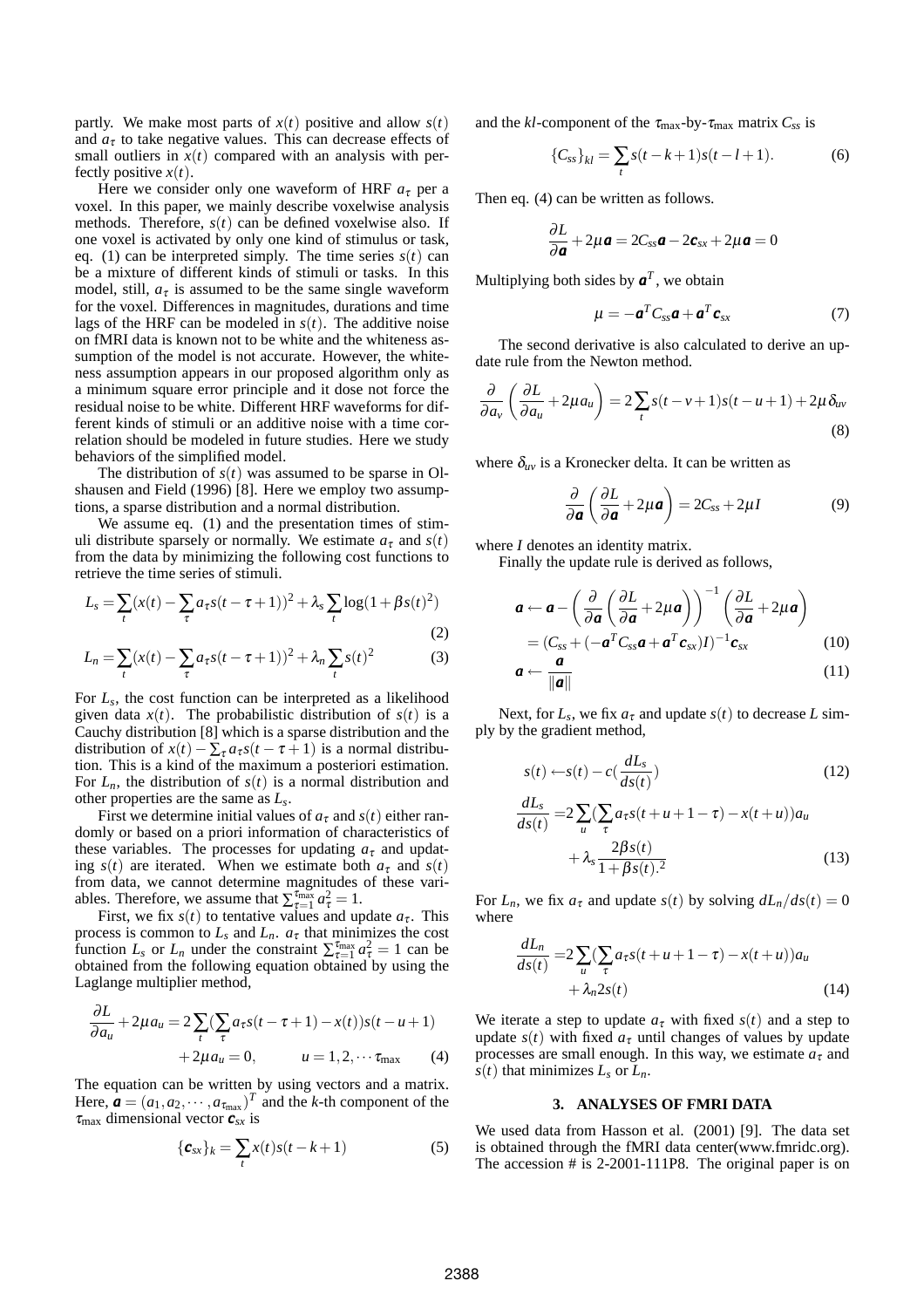partly. We make most parts of $x(t)$ positive and allow $s(t)$ and $a_\tau$ to take negative values. This can decrease effects of small outliers in $x(t)$ compared with an analysis with perfectly positive $x(t)$.

Here we consider only one waveform of HRF $a_\tau$ per a voxel. In this paper, we mainly describe voxelwise analysis methods. Therefore, $s(t)$ can be defined voxelwise also. If one voxel is activated by only one kind of stimulus or task, eq. (1) can be interpreted simply. The time series $s(t)$ can be a mixture of different kinds of stimuli or tasks. In this model, still, $a_\tau$ is assumed to be the same single waveform for the voxel. Differences in magnitudes, durations and time lags of the HRF can be modeled in $s(t)$. The additive noise on fMRI data is known not to be white and the whiteness assumption of the model is not accurate. However, the whiteness assumption appears in our proposed algorithm only as a minimum square error principle and it dose not force the residual noise to be white. Different HRF waveforms for different kinds of stimuli or an additive noise with a time correlation should be modeled in future studies. Here we study behaviors of the simplified model.

The distribution of $s(t)$ was assumed to be sparse in Olshausen and Field (1996) [8]. Here we employ two assumptions, a sparse distribution and a normal distribution.

We assume eq. (1) and the presentation times of stimuli distribute sparsely or normally. We estimate $a_\tau$ and $s(t)$ from the data by minimizing the following cost functions to retrieve the time series of stimuli.

$$L_s = \sum_t (x(t) - \sum_\tau a_\tau s(t-\tau+1))^2 + \lambda_s \sum_t \log(1+\beta s(t)^2) \tag{2}$$

$$L_n = \sum_t (x(t) - \sum_\tau a_\tau s(t-\tau+1))^2 + \lambda_n \sum_t s(t)^2 \tag{3}$$

For $L_s$, the cost function can be interpreted as a likelihood given data $x(t)$. The probabilistic distribution of $s(t)$ is a Cauchy distribution [8] which is a sparse distribution and the distribution of $x(t) - \sum_\tau a_\tau s(t-\tau+1)$ is a normal distribution. This is a kind of the maximum a posteriori estimation. For $L_n$, the distribution of $s(t)$ is a normal distribution and other properties are the same as $L_s$.

First we determine initial values of $a_\tau$ and $s(t)$ either randomly or based on a priori information of characteristics of these variables. The processes for updating $a_\tau$ and updating $s(t)$ are iterated. When we estimate both $a_\tau$ and $s(t)$ from data, we cannot determine magnitudes of these variables. Therefore, we assume that $\sum_{\tau=1}^{\tau_{\max}} a_\tau^2 = 1$.

First, we fix $s(t)$ to tentative values and update $a_\tau$. This process is common to $L_s$ and $L_n$. $a_\tau$ that minimizes the cost function $L_s$ or $L_n$ under the constraint $\sum_{\tau=1}^{\tau_{\max}} a_\tau^2 = 1$ can be obtained from the following equation obtained by using the Laglange multiplier method,

$$\begin{aligned}\frac{\partial L}{\partial a_u} + 2\mu a_u &= 2\sum_t (\sum_\tau a_\tau s(t-\tau+1) - x(t)) s(t-u+1) \\ &\quad + 2\mu a_u = 0, \qquad u = 1, 2, \cdots \tau_{\max}\end{aligned} \tag{4}$$

The equation can be written by using vectors and a matrix. Here, $\boldsymbol{a} = (a_1, a_2, \cdots, a_{\tau_{\max}})^T$ and the $k$-th component of the $\tau_{\max}$ dimensional vector $\boldsymbol{c}_{sx}$ is

$$\{\boldsymbol{c}_{sx}\}_k = \sum_t x(t) s(t-k+1) \tag{5}$$

and the $kl$-component of the $\tau_{\max}$-by-$\tau_{\max}$ matrix $C_{ss}$ is

$$\{C_{ss}\}_{kl} = \sum_t s(t-k+1) s(t-l+1). \tag{6}$$

Then eq. (4) can be written as follows.

$$\frac{\partial L}{\partial \boldsymbol{a}} + 2\mu \boldsymbol{a} = 2C_{ss}\boldsymbol{a} - 2\boldsymbol{c}_{sx} + 2\mu\boldsymbol{a} = 0$$

Multiplying both sides by $\boldsymbol{a}^T$, we obtain

$$\mu = -\boldsymbol{a}^T C_{ss} \boldsymbol{a} + \boldsymbol{a}^T \boldsymbol{c}_{sx} \tag{7}$$

The second derivative is also calculated to derive an update rule from the Newton method.

$$\frac{\partial}{\partial a_v}\left(\frac{\partial L}{\partial a_u} + 2\mu a_u\right) = 2\sum_t s(t-v+1)s(t-u+1) + 2\mu\delta_{uv} \tag{8}$$

where $\delta_{uv}$ is a Kronecker delta. It can be written as

$$\frac{\partial}{\partial \boldsymbol{a}}\left(\frac{\partial L}{\partial \boldsymbol{a}} + 2\mu\boldsymbol{a}\right) = 2C_{ss} + 2\mu I \tag{9}$$

where $I$ denotes an identity matrix.

Finally the update rule is derived as follows,

$$\begin{aligned}\boldsymbol{a} &\leftarrow \boldsymbol{a} - \left(\frac{\partial}{\partial \boldsymbol{a}}\left(\frac{\partial L}{\partial \boldsymbol{a}} + 2\mu\boldsymbol{a}\right)\right)^{-1}\left(\frac{\partial L}{\partial \boldsymbol{a}} + 2\mu\boldsymbol{a}\right) \\ &= (C_{ss} + (-\boldsymbol{a}^T C_{ss}\boldsymbol{a} + \boldsymbol{a}^T\boldsymbol{c}_{sx})I)^{-1}\boldsymbol{c}_{sx}\end{aligned} \tag{10}$$

$$\boldsymbol{a} \leftarrow \frac{\boldsymbol{a}}{\|\boldsymbol{a}\|} \tag{11}$$

Next, for $L_s$, we fix $a_\tau$ and update $s(t)$ to decrease $L$ simply by the gradient method,

$$s(t) \leftarrow s(t) - c\left(\frac{dL_s}{ds(t)}\right) \tag{12}$$

$$\begin{aligned}\frac{dL_s}{ds(t)} &= 2\sum_u (\sum_\tau a_\tau s(t+u+1-\tau) - x(t+u)) a_u \\ &\quad + \lambda_s \frac{2\beta s(t)}{1+\beta s(t).^2}\end{aligned} \tag{13}$$

For $L_n$, we fix $a_\tau$ and update $s(t)$ by solving $dL_n/ds(t) = 0$ where

$$\begin{aligned}\frac{dL_n}{ds(t)} &= 2\sum_u (\sum_\tau a_\tau s(t+u+1-\tau) - x(t+u)) a_u \\ &\quad + \lambda_n 2s(t)\end{aligned} \tag{14}$$

We iterate a step to update $a_\tau$ with fixed $s(t)$ and a step to update $s(t)$ with fixed $a_\tau$ until changes of values by update processes are small enough. In this way, we estimate $a_\tau$ and $s(t)$ that minimizes $L_s$ or $L_n$.

## 3. ANALYSES OF FMRI DATA

We used data from Hasson et al. (2001) [9]. The data set is obtained through the fMRI data center(www.fmridc.org). The accession # is 2-2001-111P8. The original paper is on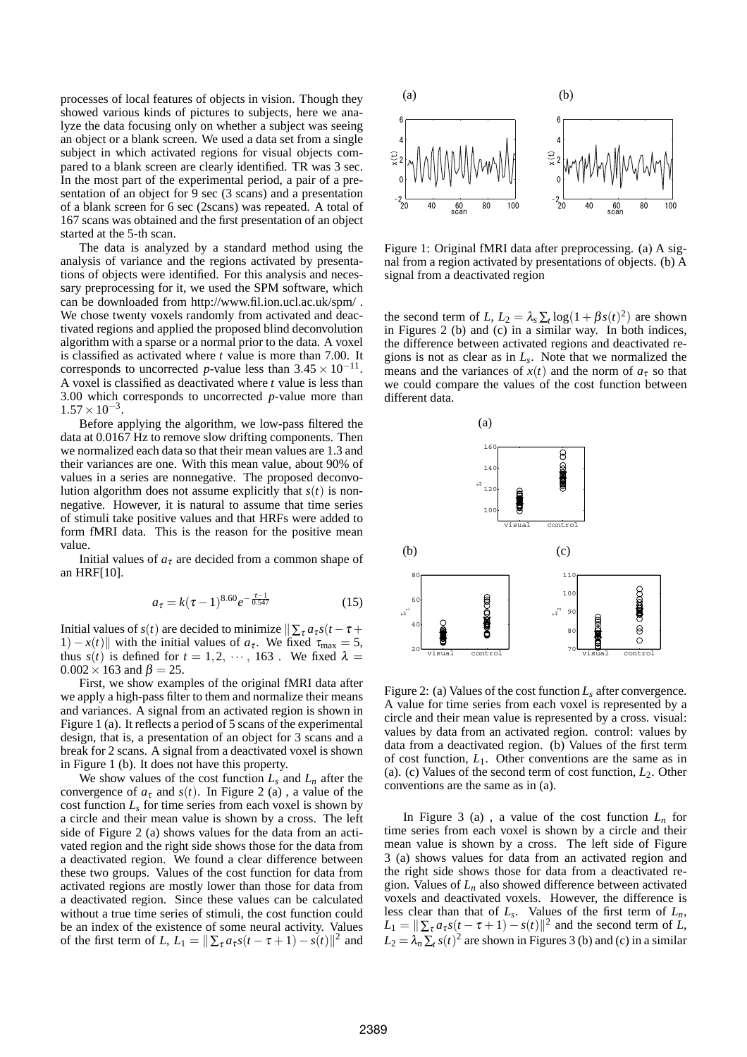processes of local features of objects in vision. Though they showed various kinds of pictures to subjects, here we analyze the data focusing only on whether a subject was seeing an object or a blank screen. We used a data set from a single subject in which activated regions for visual objects compared to a blank screen are clearly identified. TR was 3 sec. In the most part of the experimental period, a pair of a presentation of an object for 9 sec (3 scans) and a presentation of a blank screen for 6 sec (2scans) was repeated. A total of 167 scans was obtained and the first presentation of an object started at the 5-th scan.

The data is analyzed by a standard method using the analysis of variance and the regions activated by presentations of objects were identified. For this analysis and necessary preprocessing for it, we used the SPM software, which can be downloaded from http://www.fil.ion.ucl.ac.uk/spm/ . We chose twenty voxels randomly from activated and deactivated regions and applied the proposed blind deconvolution algorithm with a sparse or a normal prior to the data. A voxel is classified as activated where $t$ value is more than 7.00. It corresponds to uncorrected $p$-value less than $3.45 \times 10^{-11}$. A voxel is classified as deactivated where $t$ value is less than 3.00 which corresponds to uncorrected $p$-value more than $1.57 \times 10^{-3}$.

Before applying the algorithm, we low-pass filtered the data at 0.0167 Hz to remove slow drifting components. Then we normalized each data so that their mean values are 1.3 and their variances are one. With this mean value, about 90% of values in a series are nonnegative. The proposed deconvolution algorithm does not assume explicitly that $s(t)$ is nonnegative. However, it is natural to assume that time series of stimuli take positive values and that HRFs were added to form fMRI data. This is the reason for the positive mean value.

Initial values of $a_\tau$ are decided from a common shape of an HRF[10].

$$a_\tau = k(\tau - 1)^{8.60} e^{-\frac{\tau - 1}{0.547}} \tag{15}$$

Initial values of $s(t)$ are decided to minimize $\|\sum_\tau a_\tau s(t - \tau + 1) - x(t)\|$ with the initial values of $a_\tau$. We fixed $\tau_{\max} = 5$, thus $s(t)$ is defined for $t = 1, 2, \cdots, 163$ . We fixed $\lambda = 0.002 \times 163$ and $\beta = 25$.

First, we show examples of the original fMRI data after we apply a high-pass filter to them and normalize their means and variances. A signal from an activated region is shown in Figure 1 (a). It reflects a period of 5 scans of the experimental design, that is, a presentation of an object for 3 scans and a break for 2 scans. A signal from a deactivated voxel is shown in Figure 1 (b). It does not have this property.

We show values of the cost function $L_s$ and $L_n$ after the convergence of $a_\tau$ and $s(t)$. In Figure 2 (a) , a value of the cost function $L_s$ for time series from each voxel is shown by a circle and their mean value is shown by a cross. The left side of Figure 2 (a) shows values for the data from an activated region and the right side shows those for the data from a deactivated region. We found a clear difference between these two groups. Values of the cost function for data from activated regions are mostly lower than those for data from a deactivated region. Since these values can be calculated without a true time series of stimuli, the cost function could be an index of the existence of some neural activity. Values of the first term of $L$, $L_1 = \|\sum_\tau a_\tau s(t - \tau + 1) - s(t)\|^2$ and the second term of $L$, $L_2 = \lambda_s \sum_t \log(1 + \beta s(t)^2)$ are shown in Figures 2 (b) and (c) in a similar way. In both indices, the difference between activated regions and deactivated regions is not as clear as in $L_s$. Note that we normalized the means and the variances of $x(t)$ and the norm of $a_\tau$ so that we could compare the values of the cost function between different data.

Figure 1: Original fMRI data after preprocessing. (a) A signal from a region activated by presentations of objects. (b) A signal from a deactivated region

Figure 2: (a) Values of the cost function $L_s$ after convergence. A value for time series from each voxel is represented by a circle and their mean value is represented by a cross. visual: values by data from an activated region. control: values by data from a deactivated region. (b) Values of the first term of cost function, $L_1$. Other conventions are the same as in (a). (c) Values of the second term of cost function, $L_2$. Other conventions are the same as in (a).

In Figure 3 (a) , a value of the cost function $L_n$ for time series from each voxel is shown by a circle and their mean value is shown by a cross. The left side of Figure 3 (a) shows values for data from an activated region and the right side shows those for data from a deactivated region. Values of $L_n$ also showed difference between activated voxels and deactivated voxels. However, the difference is less clear than that of $L_s$. Values of the first term of $L_n$, $L_1 = \|\sum_\tau a_\tau s(t - \tau + 1) - s(t)\|^2$ and the second term of $L$, $L_2 = \lambda_n \sum_t s(t)^2$ are shown in Figures 3 (b) and (c) in a similar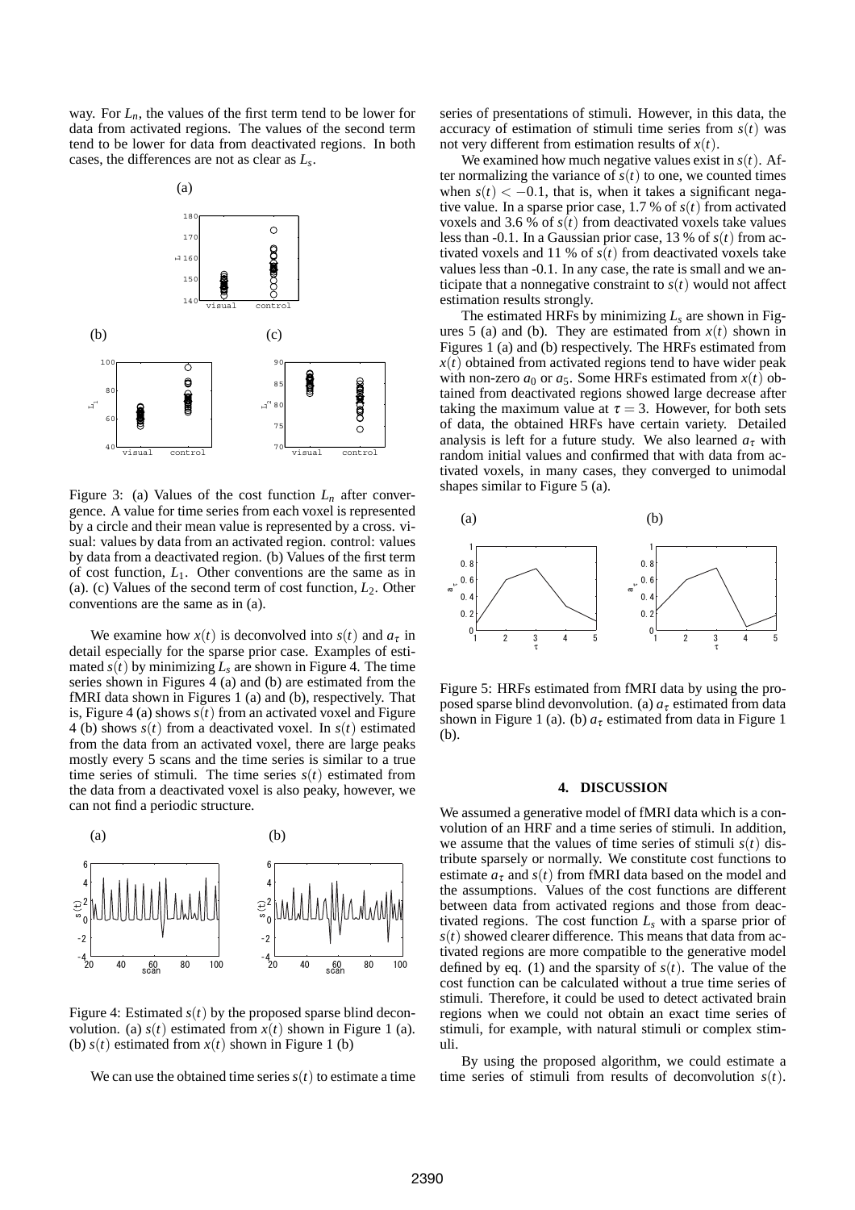way. For $L_n$, the values of the first term tend to be lower for data from activated regions. The values of the second term tend to be lower for data from deactivated regions. In both cases, the differences are not as clear as $L_s$.

Figure 3: (a) Values of the cost function $L_n$ after convergence. A value for time series from each voxel is represented by a circle and their mean value is represented by a cross. visual: values by data from an activated region. control: values by data from a deactivated region. (b) Values of the first term of cost function, $L_1$. Other conventions are the same as in (a). (c) Values of the second term of cost function, $L_2$. Other conventions are the same as in (a).

We examine how $x(t)$ is deconvolved into $s(t)$ and $a_\tau$ in detail especially for the sparse prior case. Examples of estimated $s(t)$ by minimizing $L_s$ are shown in Figure 4. The time series shown in Figures 4 (a) and (b) are estimated from the fMRI data shown in Figures 1 (a) and (b), respectively. That is, Figure 4 (a) shows $s(t)$ from an activated voxel and Figure 4 (b) shows $s(t)$ from a deactivated voxel. In $s(t)$ estimated from the data from an activated voxel, there are large peaks mostly every 5 scans and the time series is similar to a true time series of stimuli. The time series $s(t)$ estimated from the data from a deactivated voxel is also peaky, however, we can not find a periodic structure.

Figure 4: Estimated $s(t)$ by the proposed sparse blind deconvolution. (a) $s(t)$ estimated from $x(t)$ shown in Figure 1 (a). (b) $s(t)$ estimated from $x(t)$ shown in Figure 1 (b)

We can use the obtained time series $s(t)$ to estimate a time series of presentations of stimuli. However, in this data, the accuracy of estimation of stimuli time series from $s(t)$ was not very different from estimation results of $x(t)$.

We examined how much negative values exist in $s(t)$. After normalizing the variance of $s(t)$ to one, we counted times when $s(t) < -0.1$, that is, when it takes a significant negative value. In a sparse prior case, 1.7 % of $s(t)$ from activated voxels and 3.6 % of $s(t)$ from deactivated voxels take values less than -0.1. In a Gaussian prior case, 13 % of $s(t)$ from activated voxels and 11 % of $s(t)$ from deactivated voxels take values less than -0.1. In any case, the rate is small and we anticipate that a nonnegative constraint to $s(t)$ would not affect estimation results strongly.

The estimated HRFs by minimizing $L_s$ are shown in Figures 5 (a) and (b). They are estimated from $x(t)$ shown in Figures 1 (a) and (b) respectively. The HRFs estimated from $x(t)$ obtained from activated regions tend to have wider peak with non-zero $a_0$ or $a_5$. Some HRFs estimated from $x(t)$ obtained from deactivated regions showed large decrease after taking the maximum value at $\tau = 3$. However, for both sets of data, the obtained HRFs have certain variety. Detailed analysis is left for a future study. We also learned $a_\tau$ with random initial values and confirmed that with data from activated voxels, in many cases, they converged to unimodal shapes similar to Figure 5 (a).

Figure 5: HRFs estimated from fMRI data by using the proposed sparse blind deconvolution. (a) $a_\tau$ estimated from data shown in Figure 1 (a). (b) $a_\tau$ estimated from data in Figure 1 (b).

## 4. DISCUSSION

We assumed a generative model of fMRI data which is a convolution of an HRF and a time series of stimuli. In addition, we assume that the values of time series of stimuli $s(t)$ distribute sparsely or normally. We constitute cost functions to estimate $a_\tau$ and $s(t)$ from fMRI data based on the model and the assumptions. Values of the cost functions are different between data from activated regions and those from deactivated regions. The cost function $L_s$ with a sparse prior of $s(t)$ showed clearer difference. This means that data from activated regions are more compatible to the generative model defined by eq. (1) and the sparsity of $s(t)$. The value of the cost function can be calculated without a true time series of stimuli. Therefore, it could be used to detect activated brain regions when we could not obtain an exact time series of stimuli, for example, with natural stimuli or complex stimuli.

By using the proposed algorithm, we could estimate a time series of stimuli from results of deconvolution $s(t)$.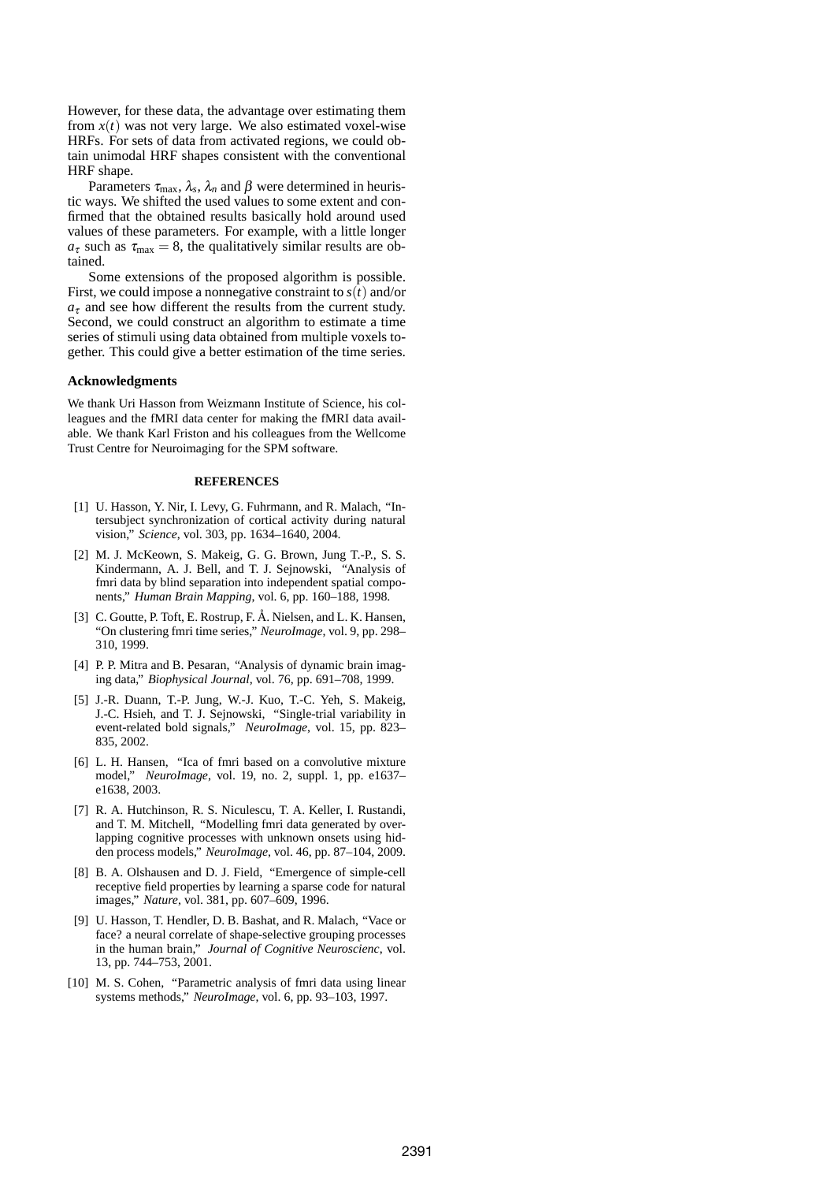However, for these data, the advantage over estimating them from $x(t)$ was not very large. We also estimated voxel-wise HRFs. For sets of data from activated regions, we could obtain unimodal HRF shapes consistent with the conventional HRF shape.

Parameters $\tau_{\max}$, $\lambda_s$, $\lambda_n$ and $\beta$ were determined in heuristic ways. We shifted the used values to some extent and confirmed that the obtained results basically hold around used values of these parameters. For example, with a little longer $a_\tau$ such as $\tau_{\max} = 8$, the qualitatively similar results are obtained.

Some extensions of the proposed algorithm is possible. First, we could impose a nonnegative constraint to $s(t)$ and/or $a_\tau$ and see how different the results from the current study. Second, we could construct an algorithm to estimate a time series of stimuli using data obtained from multiple voxels together. This could give a better estimation of the time series.

### Acknowledgments

We thank Uri Hasson from Weizmann Institute of Science, his colleagues and the fMRI data center for making the fMRI data available. We thank Karl Friston and his colleagues from the Wellcome Trust Centre for Neuroimaging for the SPM software.

## REFERENCES

[1] U. Hasson, Y. Nir, I. Levy, G. Fuhrmann, and R. Malach, "Intersubject synchronization of cortical activity during natural vision," *Science*, vol. 303, pp. 1634–1640, 2004.

[2] M. J. McKeown, S. Makeig, G. G. Brown, Jung T.-P., S. S. Kindermann, A. J. Bell, and T. J. Sejnowski, "Analysis of fmri data by blind separation into independent spatial components," *Human Brain Mapping*, vol. 6, pp. 160–188, 1998.

[3] C. Goutte, P. Toft, E. Rostrup, F. Å. Nielsen, and L. K. Hansen, "On clustering fmri time series," *NeuroImage*, vol. 9, pp. 298–310, 1999.

[4] P. P. Mitra and B. Pesaran, "Analysis of dynamic brain imaging data," *Biophysical Journal*, vol. 76, pp. 691–708, 1999.

[5] J.-R. Duann, T.-P. Jung, W.-J. Kuo, T.-C. Yeh, S. Makeig, J.-C. Hsieh, and T. J. Sejnowski, "Single-trial variability in event-related bold signals," *NeuroImage*, vol. 15, pp. 823–835, 2002.

[6] L. H. Hansen, "Ica of fmri based on a convolutive mixture model," *NeuroImage*, vol. 19, no. 2, suppl. 1, pp. e1637–e1638, 2003.

[7] R. A. Hutchinson, R. S. Niculescu, T. A. Keller, I. Rustandi, and T. M. Mitchell, "Modelling fmri data generated by overlapping cognitive processes with unknown onsets using hidden process models," *NeuroImage*, vol. 46, pp. 87–104, 2009.

[8] B. A. Olshausen and D. J. Field, "Emergence of simple-cell receptive field properties by learning a sparse code for natural images," *Nature*, vol. 381, pp. 607–609, 1996.

[9] U. Hasson, T. Hendler, D. B. Bashat, and R. Malach, "Vace or face? a neural correlate of shape-selective grouping processes in the human brain," *Journal of Cognitive Neuroscienc*, vol. 13, pp. 744–753, 2001.

[10] M. S. Cohen, "Parametric analysis of fmri data using linear systems methods," *NeuroImage*, vol. 6, pp. 93–103, 1997.